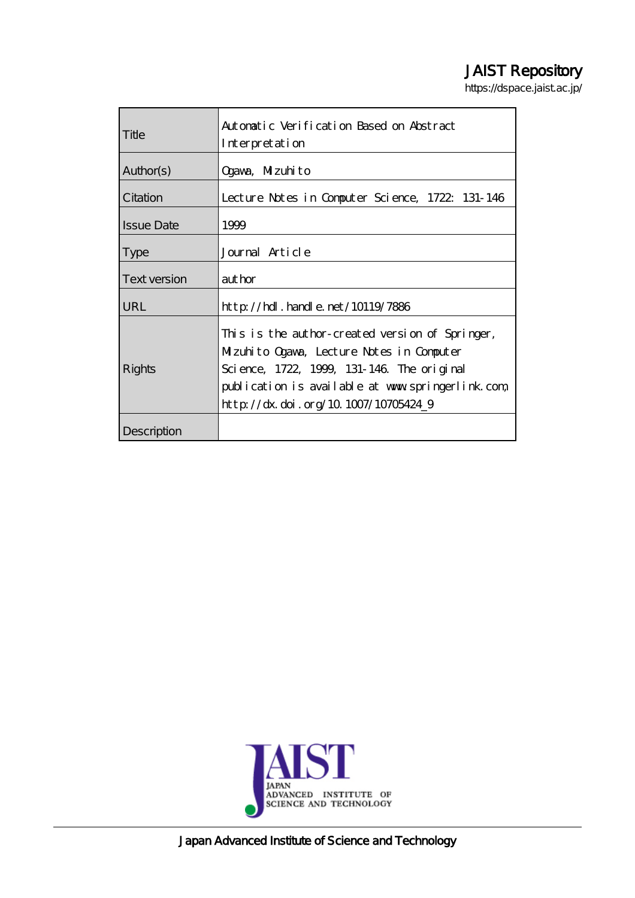JAIST Repository

https://dspace.jaist.ac.jp/

| Title | Automatic Verification Based on Abstract Interpretation |
|---|---|
| Author(s) | Ogawa, Mizuhito |
| Citation | Lecture Notes in Computer Science, 1722: 131-146 |
| Issue Date | 1999 |
| Type | Journal Article |
| Text version | author |
| URL | http://hdl.handle.net/10119/7886 |
| Rights | This is the author-created version of Springer, Mizuhito Ogawa, Lecture Notes in Computer Science, 1722, 1999, 131-146. The original publication is available at www.springerlink.com, http://dx.doi.org/10.1007/10705424_9 |
| Description | |

Japan Advanced Institute of Science and Technology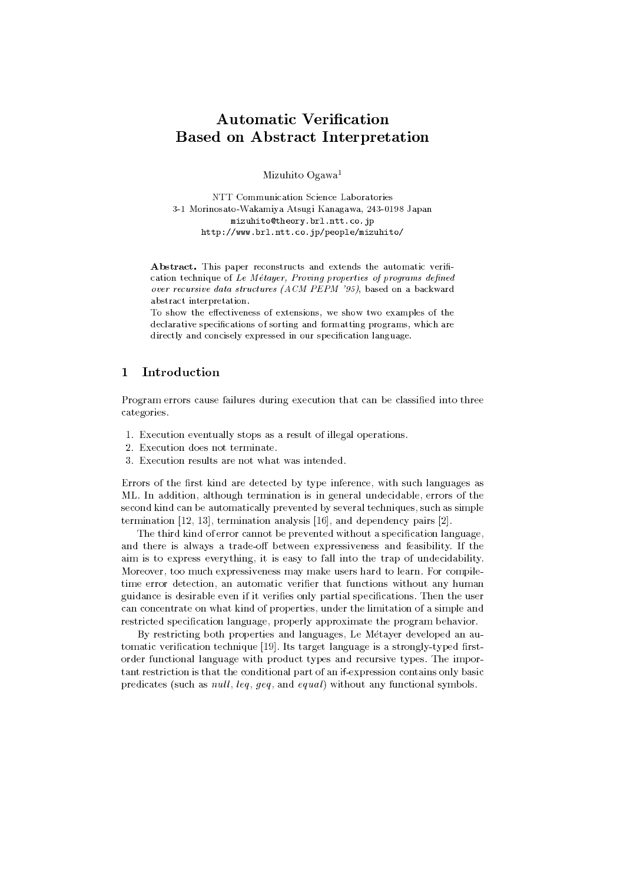# Automatic Verification Based on Abstract Interpretation

Mizuhito Ogawa[1]

NTT Communication Science Laboratories
3-1 Morinosato-Wakamiya Atsugi Kanagawa, 243-0198 Japan
mizuhito@theory.brl.ntt.co.jp
http://www.brl.ntt.co.jp/people/mizuhito/

**Abstract.** This paper reconstructs and extends the automatic verification technique of *Le Métayer, Proving properties of programs defined over recursive data structures (ACM PEPM '95)*, based on a backward abstract interpretation.
To show the effectiveness of extensions, we show two examples of the declarative specifications of sorting and formatting programs, which are directly and concisely expressed in our specification language.

## 1 Introduction

Program errors cause failures during execution that can be classified into three categories.

1. Execution eventually stops as a result of illegal operations.
2. Execution does not terminate.
3. Execution results are not what was intended.

Errors of the first kind are detected by type inference, with such languages as ML. In addition, although termination is in general undecidable, errors of the second kind can be automatically prevented by several techniques, such as simple termination [12, 13], termination analysis [16], and dependency pairs [2].

The third kind of error cannot be prevented without a specification language, and there is always a trade-off between expressiveness and feasibility. If the aim is to express everything, it is easy to fall into the trap of undecidability. Moreover, too much expressiveness may make users hard to learn. For compile-time error detection, an automatic verifier that functions without any human guidance is desirable even if it verifies only partial specifications. Then the user can concentrate on what kind of properties, under the limitation of a simple and restricted specification language, properly approximate the program behavior.

By restricting both properties and languages, Le Métayer developed an automatic verification technique [19]. Its target language is a strongly-typed first-order functional language with product types and recursive types. The important restriction is that the conditional part of an if-expression contains only basic predicates (such as *null*, *leq*, *geq*, and *equal*) without any functional symbols.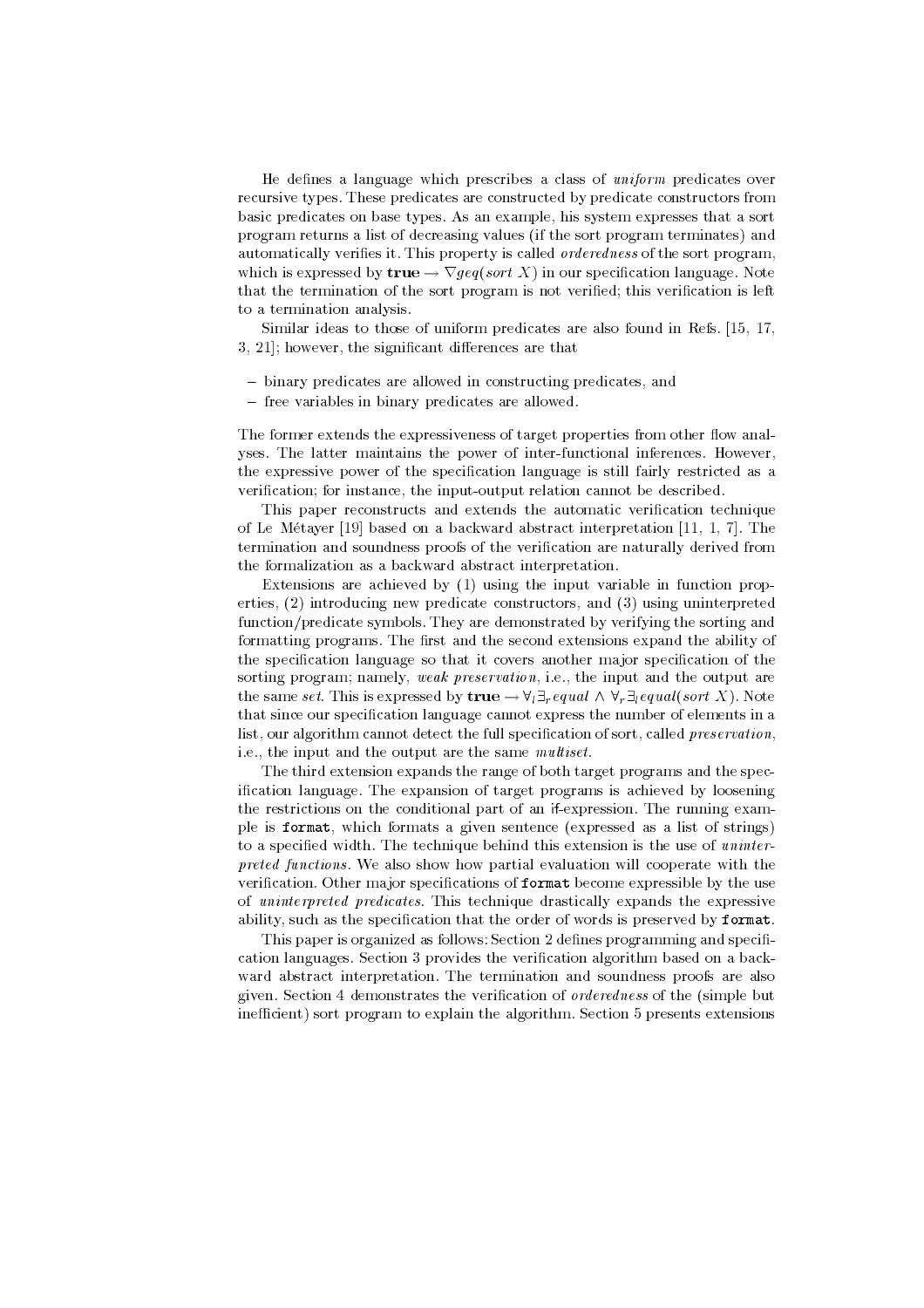He defines a language which prescribes a class of *uniform* predicates over recursive types. These predicates are constructed by predicate constructors from basic predicates on base types. As an example, his system expresses that a sort program returns a list of decreasing values (if the sort program terminates) and automatically verifies it. This property is called *orderedness* of the sort program, which is expressed by $\mathbf{true} \rightarrow \nabla geq(sort\ X)$ in our specification language. Note that the termination of the sort program is not verified; this verification is left to a termination analysis.

Similar ideas to those of uniform predicates are also found in Refs. [15, 17, 3, 21]; however, the significant differences are that

- binary predicates are allowed in constructing predicates, and
- free variables in binary predicates are allowed.

The former extends the expressiveness of target properties from other flow analyses. The latter maintains the power of inter-functional inferences. However, the expressive power of the specification language is still fairly restricted as a verification; for instance, the input-output relation cannot be described.

This paper reconstructs and extends the automatic verification technique of Le Métayer [19] based on a backward abstract interpretation [11, 1, 7]. The termination and soundness proofs of the verification are naturally derived from the formalization as a backward abstract interpretation.

Extensions are achieved by (1) using the input variable in function properties, (2) introducing new predicate constructors, and (3) using uninterpreted function/predicate symbols. They are demonstrated by verifying the sorting and formatting programs. The first and the second extensions expand the ability of the specification language so that it covers another major specification of the sorting program; namely, *weak preservation*, i.e., the input and the output are the same *set*. This is expressed by $\mathbf{true} \rightarrow \forall_l \exists_r equal \wedge \forall_r \exists_l equal(sort\ X)$. Note that since our specification language cannot express the number of elements in a list, our algorithm cannot detect the full specification of sort, called *preservation*, i.e., the input and the output are the same *multiset*.

The third extension expands the range of both target programs and the specification language. The expansion of target programs is achieved by loosening the restrictions on the conditional part of an if-expression. The running example is `format`, which formats a given sentence (expressed as a list of strings) to a specified width. The technique behind this extension is the use of *uninterpreted functions*. We also show how partial evaluation will cooperate with the verification. Other major specifications of `format` become expressible by the use of *uninterpreted predicates*. This technique drastically expands the expressive ability, such as the specification that the order of words is preserved by `format`.

This paper is organized as follows: Section 2 defines programming and specification languages. Section 3 provides the verification algorithm based on a backward abstract interpretation. The termination and soundness proofs are also given. Section 4 demonstrates the verification of *orderedness* of the (simple but inefficient) sort program to explain the algorithm. Section 5 presents extensions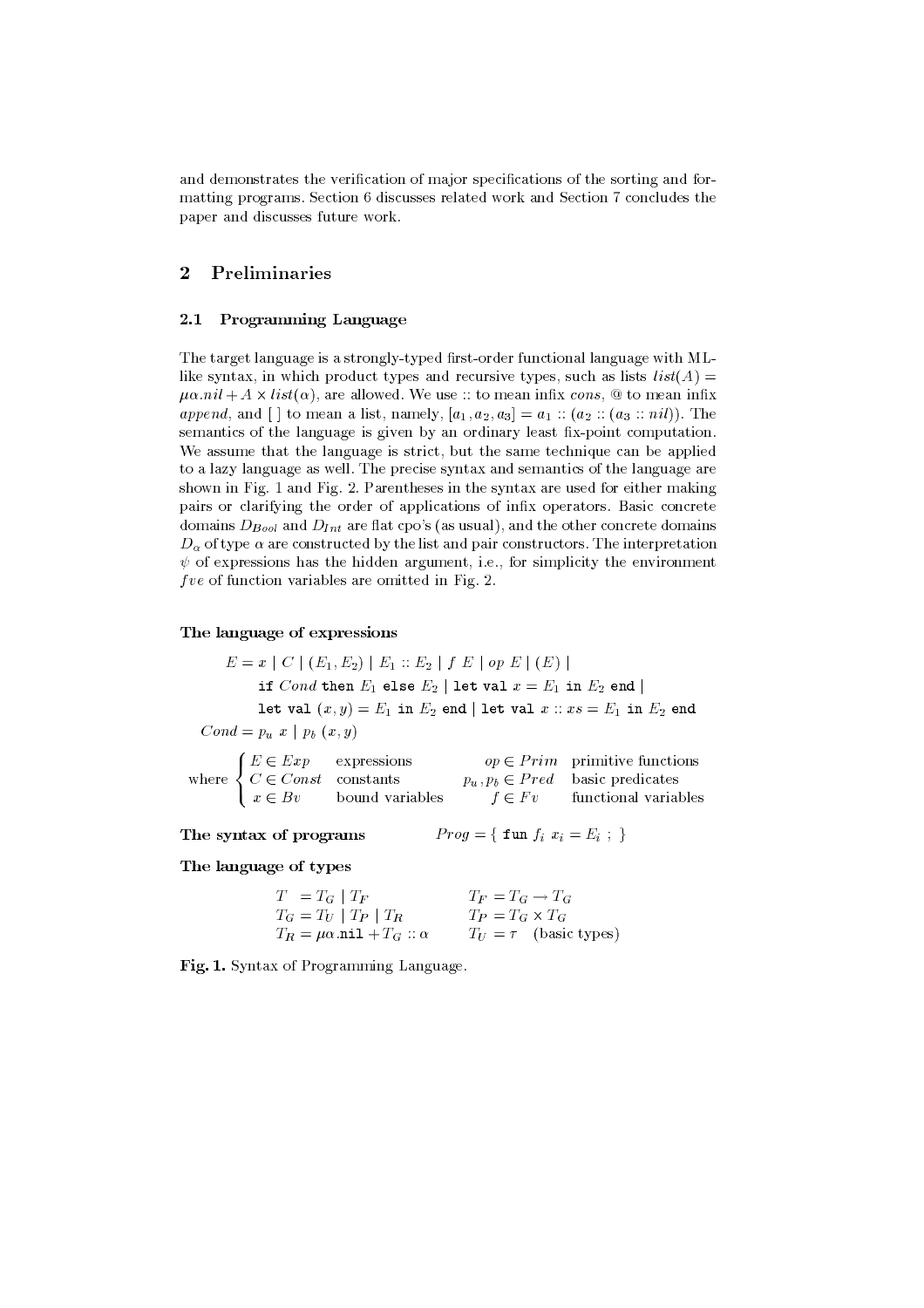and demonstrates the verification of major specifications of the sorting and formatting programs. Section 6 discusses related work and Section 7 concludes the paper and discusses future work.

## 2 Preliminaries

### 2.1 Programming Language

The target language is a strongly-typed first-order functional language with ML-like syntax, in which product types and recursive types, such as lists $list(A) = \mu\alpha.nil + A \times list(\alpha)$, are allowed. We use :: to mean infix *cons*, @ to mean infix *append*, and [ ] to mean a list, namely, $[a_1, a_2, a_3] = a_1 :: (a_2 :: (a_3 :: nil))$. The semantics of the language is given by an ordinary least fix-point computation. We assume that the language is strict, but the same technique can be applied to a lazy language as well. The precise syntax and semantics of the language are shown in Fig. 1 and Fig. 2. Parentheses in the syntax are used for either making pairs or clarifying the order of applications of infix operators. Basic concrete domains $D_{Bool}$ and $D_{Int}$ are flat cpo's (as usual), and the other concrete domains $D_\alpha$ of type $\alpha$ are constructed by the list and pair constructors. The interpretation $\psi$ of expressions has the hidden argument, i.e., for simplicity the environment $fve$ of function variables are omitted in Fig. 2.

**The language of expressions**

$$
\begin{aligned}
E = {} & x \mid C \mid (E_1, E_2) \mid E_1 :: E_2 \mid f\ E \mid op\ E \mid (E) \mid \\
& \texttt{if}\ Cond\ \texttt{then}\ E_1\ \texttt{else}\ E_2 \mid \texttt{let val}\ x = E_1\ \texttt{in}\ E_2\ \texttt{end} \mid \\
& \texttt{let val}\ (x, y) = E_1\ \texttt{in}\ E_2\ \texttt{end} \mid \texttt{let val}\ x :: xs = E_1\ \texttt{in}\ E_2\ \texttt{end} \\
Cond = {} & p_u\ x \mid p_b\ (x, y)
\end{aligned}
$$

$$
\text{where} \begin{cases} E \in Exp & \text{expressions} \qquad op \in Prim \quad \text{primitive functions} \\ C \in Const & \text{constants} \qquad p_u, p_b \in Pred \quad \text{basic predicates} \\ x \in Bv & \text{bound variables} \qquad f \in Fv \quad \text{functional variables} \end{cases}
$$

**The syntax of programs** $\qquad Prog = \{\ \texttt{fun}\ f_i\ x_i = E_i\ ;\ \}$

**The language of types**

$$
\begin{aligned}
T &= T_G \mid T_F & T_F &= T_G \rightarrow T_G \\
T_G &= T_U \mid T_P \mid T_R & T_P &= T_G \times T_G \\
T_R &= \mu\alpha.\texttt{nil} + T_G :: \alpha & T_U &= \tau \quad \text{(basic types)}
\end{aligned}
$$

**Fig. 1.** Syntax of Programming Language.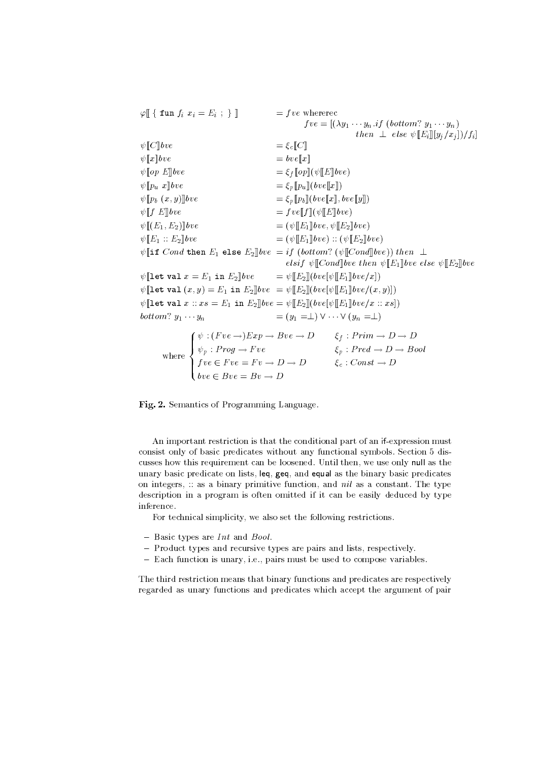$$
\begin{array}{ll}
\varphi[\![ \{ \ \mathtt{fun}\ f_i\ x_i = E_i\ ;\ \} ]\!] & = fve \text{ whererec} \\
& \quad fve = [(\lambda y_1 \cdots y_n . if\ (bottom?\ y_1 \cdots y_n) \\
& \qquad\qquad then\ \ \bot\ \ else\ \psi[\![E_i]\!][y_j/x_j])/f_i] \\
\psi[\![C]\!]bve & = \xi_c[\![C]\!] \\
\psi[\![x]\!]bve & = bve[\![x]\!] \\
\psi[\![op\ E]\!]bve & = \xi_f[\![op]\!](\psi[\![E]\!]bve) \\
\psi[\![p_u\ x]\!]bve & = \xi_p[\![p_u]\!](bve[\![x]\!]) \\
\psi[\![p_b\ (x,y)]\!]bve & = \xi_p[\![p_b]\!](bve[\![x]\!], bve[\![y]\!]) \\
\psi[\![f\ E]\!]bve & = fve[\![f]\!](\psi[\![E]\!]bve) \\
\psi[\![(E_1, E_2)]\!]bve & = (\psi[\![E_1]\!]bve, \psi[\![E_2]\!]bve) \\
\psi[\![E_1 :: E_2]\!]bve & = (\psi[\![E_1]\!]bve) :: (\psi[\![E_2]\!]bve) \\
\psi[\![\mathtt{if}\ Cond\ \mathtt{then}\ E_1\ \mathtt{else}\ E_2]\!]bve & = if\ (bottom?\ (\psi[\![Cond]\!]bve))\ then\ \ \bot \\
& \quad elsif\ \ \psi[\![Cond]\!]bve\ then\ \psi[\![E_1]\!]bve\ else\ \psi[\![E_2]\!]bve \\
\psi[\![\mathtt{let\ val}\ x = E_1\ \mathtt{in}\ E_2]\!]bve & = \psi[\![E_2]\!](bve[\psi[\![E_1]\!]bve/x]) \\
\psi[\![\mathtt{let\ val}\ (x,y) = E_1\ \mathtt{in}\ E_2]\!]bve & = \psi[\![E_2]\!](bve[\psi[\![E_1]\!]bve/(x,y)]) \\
\psi[\![\mathtt{let\ val}\ x :: xs = E_1\ \mathtt{in}\ E_2]\!]bve & = \psi[\![E_2]\!](bve[\psi[\![E_1]\!]bve/x :: xs]) \\
bottom?\ y_1 \cdots y_n & = (y_1 = \bot) \vee \cdots \vee (y_n = \bot)
\end{array}
$$

$$
\text{where} \begin{cases}
\psi : (Fve \rightarrow) Exp \rightarrow Bve \rightarrow D & \quad \xi_f : Prim \rightarrow D \rightarrow D \\
\psi_p : Prog \rightarrow Fve & \quad \xi_p : Pred \rightarrow D \rightarrow Bool \\
fve \in Fve = Fv \rightarrow D \rightarrow D & \quad \xi_c : Const \rightarrow D \\
bve \in Bve = Bv \rightarrow D &
\end{cases}
$$

**Fig. 2.** Semantics of Programming Language.

An important restriction is that the conditional part of an if-expression must consist only of basic predicates without any functional symbols. Section 5 discusses how this requirement can be loosened. Until then, we use only null as the unary basic predicate on lists, leq, geq, and equal as the binary basic predicates on integers, :: as a binary primitive function, and *nil* as a constant. The type description in a program is often omitted if it can be easily deduced by type inference.

For technical simplicity, we also set the following restrictions.

- Basic types are *Int* and *Bool*.
- Product types and recursive types are pairs and lists, respectively.
- Each function is unary, i.e., pairs must be used to compose variables.

The third restriction means that binary functions and predicates are respectively regarded as unary functions and predicates which accept the argument of pair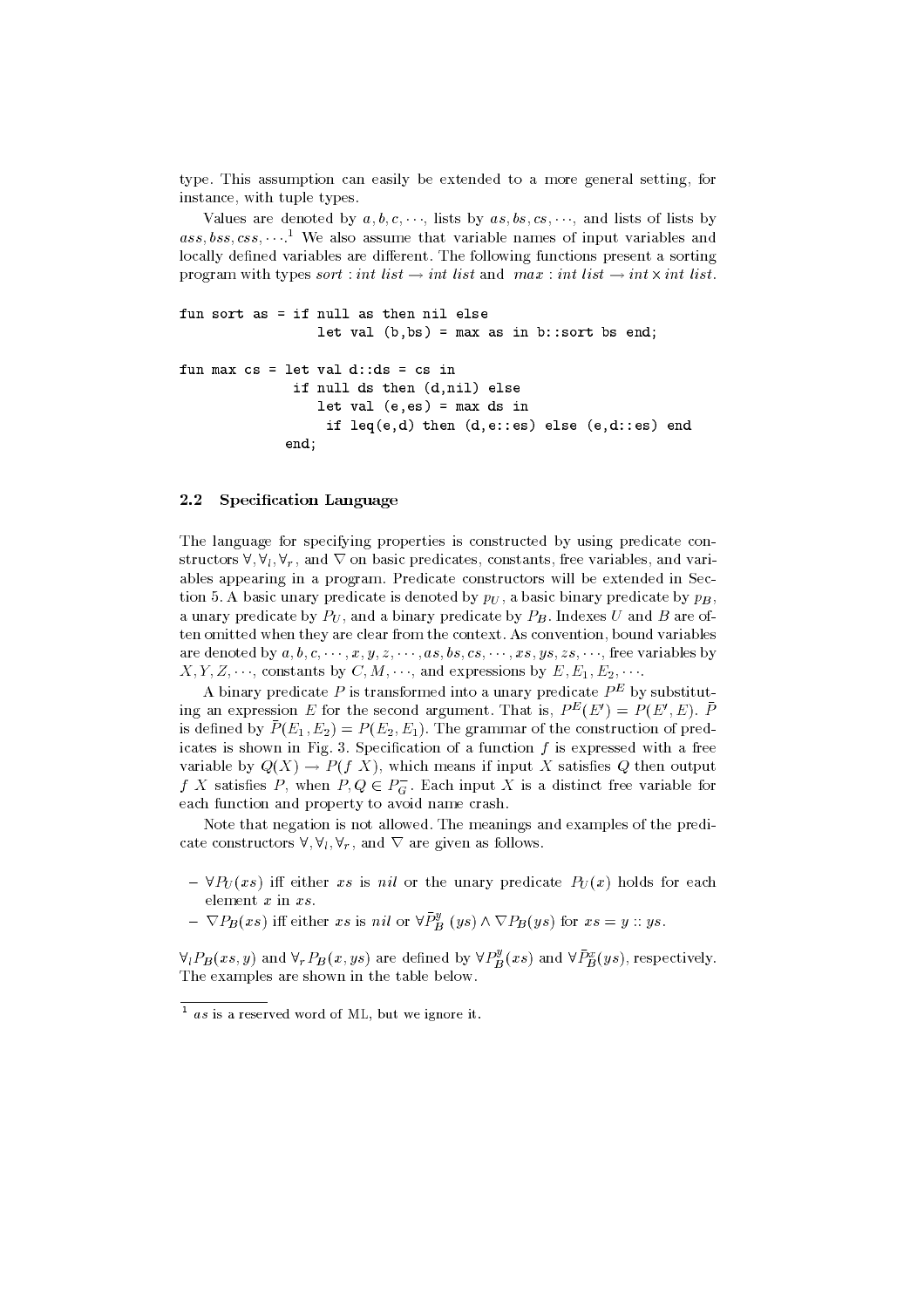type. This assumption can easily be extended to a more general setting, for instance, with tuple types.

Values are denoted by $a, b, c, \cdots$, lists by $as, bs, cs, \cdots$, and lists of lists by $ass, bss, css, \cdots$.[1] We also assume that variable names of input variables and locally defined variables are different. The following functions present a sorting program with types $sort : int\ list \rightarrow int\ list$ and $max : int\ list \rightarrow int \times int\ list$.

```
fun sort as = if null as then nil else
                let val (b,bs) = max as in b::sort bs end;

fun max cs = let val d::ds = cs in
              if null ds then (d,nil) else
                let val (e,es) = max ds in
                 if leq(e,d) then (d,e::es) else (e,d::es) end
             end;
```

### 2.2 Specification Language

The language for specifying properties is constructed by using predicate constructors $\forall, \forall_l, \forall_r$, and $\nabla$ on basic predicates, constants, free variables, and variables appearing in a program. Predicate constructors will be extended in Section 5. A basic unary predicate is denoted by $p_U$, a basic binary predicate by $p_B$, a unary predicate by $P_U$, and a binary predicate by $P_B$. Indexes $U$ and $B$ are often omitted when they are clear from the context. As convention, bound variables are denoted by $a, b, c, \cdots, x, y, z, \cdots, as, bs, cs, \cdots, xs, ys, zs, \cdots$, free variables by $X, Y, Z, \cdots$, constants by $C, M, \cdots$, and expressions by $E, E_1, E_2, \cdots$.

A binary predicate $P$ is transformed into a unary predicate $P^E$ by substituting an expression $E$ for the second argument. That is, $P^E(E') = P(E', E)$. $\bar{P}$ is defined by $\bar{P}(E_1, E_2) = P(E_2, E_1)$. The grammar of the construction of predicates is shown in Fig. 3. Specification of a function $f$ is expressed with a free variable by $Q(X) \rightarrow P(f\ X)$, which means if input $X$ satisfies $Q$ then output $f\ X$ satisfies $P$, when $P, Q \in P_G^-$. Each input $X$ is a distinct free variable for each function and property to avoid name crash.

Note that negation is not allowed. The meanings and examples of the predicate constructors $\forall, \forall_l, \forall_r$, and $\nabla$ are given as follows.

- $\forall P_U(xs)$ iff either $xs$ is $nil$ or the unary predicate $P_U(x)$ holds for each element $x$ in $xs$.
- $\nabla P_B(xs)$ iff either $xs$ is $nil$ or $\forall \bar{P}_B^y(ys) \wedge \nabla P_B(ys)$ for $xs = y :: ys$.

$\forall_l P_B(xs, y)$ and $\forall_r P_B(x, ys)$ are defined by $\forall P_B^y(xs)$ and $\forall \bar{P}_B^x(ys)$, respectively. The examples are shown in the table below.

[1] $as$ is a reserved word of ML, but we ignore it.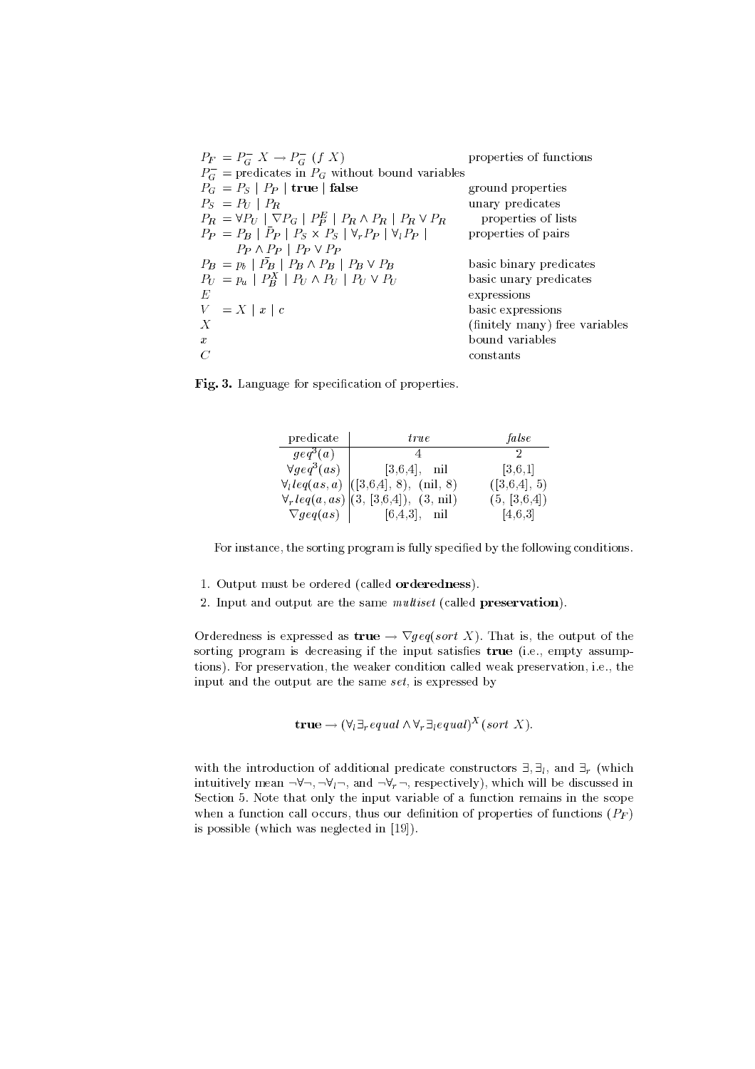| | | |
|---|---|---|
| $P_F$ | $= P_G^- \; X \rightarrow P_G^- \; (f \; X)$ | properties of functions |
| $P_G^-$ | = predicates in $P_G$ without bound variables | |
| $P_G$ | $= P_S \mid P_P \mid \textbf{true} \mid \textbf{false}$ | ground properties |
| $P_S$ | $= P_U \mid P_R$ | unary predicates |
| $P_R$ | $= \forall P_U \mid \nabla P_G \mid P_P^E \mid P_R \wedge P_R \mid P_R \vee P_R$ | properties of lists |
| $P_P$ | $= P_B \mid \bar{P}_P \mid P_S \times P_S \mid \forall_r P_P \mid \forall_l P_P \mid P_P \wedge P_P \mid P_P \vee P_P$ | properties of pairs |
| $P_B$ | $= p_b \mid \bar{P}_B \mid P_B \wedge P_B \mid P_B \vee P_B$ | basic binary predicates |
| $P_U$ | $= p_u \mid P_B^X \mid P_U \wedge P_U \mid P_U \vee P_U$ | basic unary predicates |
| $E$ | | expressions |
| $V$ | $= X \mid x \mid c$ | basic expressions |
| $X$ | | (finitely many) free variables |
| $x$ | | bound variables |
| $C$ | | constants |

**Fig. 3.** Language for specification of properties.

| predicate | *true* | *false* |
|---|---|---|
| $geq^3(a)$ | 4 | 2 |
| $\forall geq^3(as)$ | [3,6,4], nil | [3,6,1] |
| $\forall_l leq(as, a)$ | ([3,6,4], 8), (nil, 8) | ([3,6,4], 5) |
| $\forall_r leq(a, as)$ | (3, [3,6,4]), (3, nil) | (5, [3,6,4]) |
| $\nabla geq(as)$ | [6,4,3], nil | [4,6,3] |

For instance, the sorting program is fully specified by the following conditions.

1. Output must be ordered (called **orderedness**).
2. Input and output are the same *multiset* (called **preservation**).

Orderedness is expressed as $\textbf{true} \rightarrow \nabla geq(sort \; X)$. That is, the output of the sorting program is decreasing if the input satisfies **true** (i.e., empty assumptions). For preservation, the weaker condition called weak preservation, i.e., the input and the output are the same *set*, is expressed by

$$\textbf{true} \rightarrow (\forall_l \exists_r equal \wedge \forall_r \exists_l equal)^X (sort \; X).$$

with the introduction of additional predicate constructors $\exists, \exists_l$, and $\exists_r$ (which intuitively mean $\neg\forall\neg, \neg\forall_l\neg$, and $\neg\forall_r\neg$, respectively), which will be discussed in Section 5. Note that only the input variable of a function remains in the scope when a function call occurs, thus our definition of properties of functions ($P_F$) is possible (which was neglected in [19]).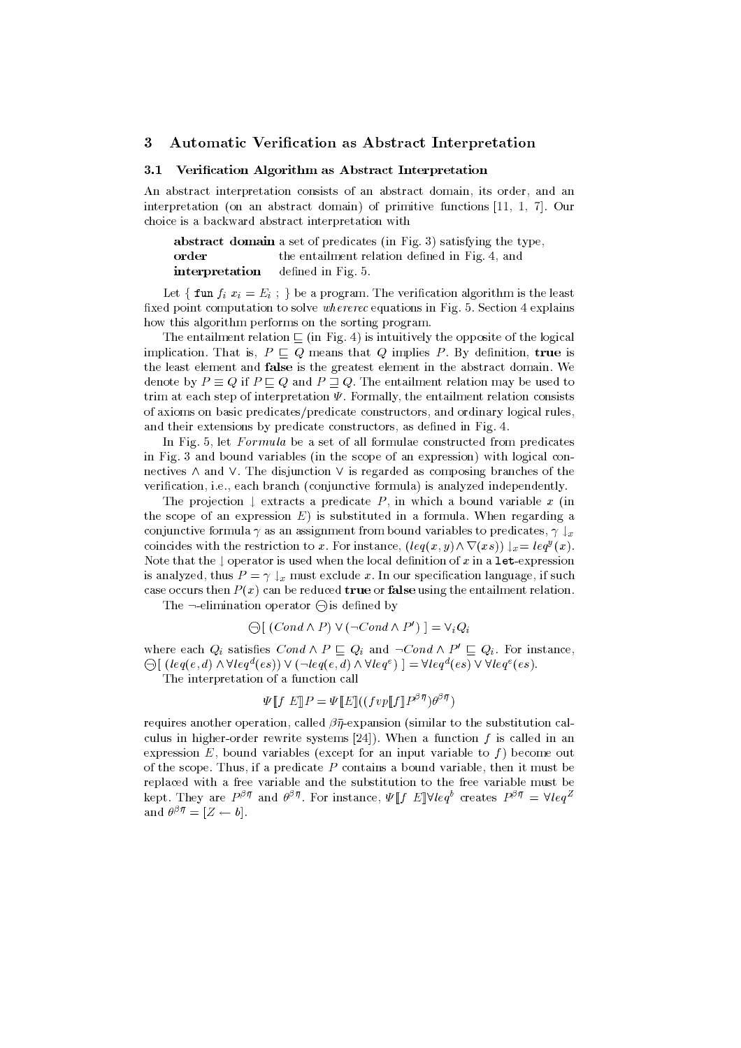## 3 Automatic Verification as Abstract Interpretation

### 3.1 Verification Algorithm as Abstract Interpretation

An abstract interpretation consists of an abstract domain, its order, and an interpretation (on an abstract domain) of primitive functions [11, 1, 7]. Our choice is a backward abstract interpretation with

| | |
|---|---|
| **abstract domain** | a set of predicates (in Fig. 3) satisfying the type, |
| **order** | the entailment relation defined in Fig. 4, and |
| **interpretation** | defined in Fig. 5. |

Let { `fun` $f_i\ x_i = E_i$ ; } be a program. The verification algorithm is the least fixed point computation to solve *whererec* equations in Fig. 5. Section 4 explains how this algorithm performs on the sorting program.

The entailment relation $\sqsubseteq$ (in Fig. 4) is intuitively the opposite of the logical implication. That is, $P \sqsubseteq Q$ means that $Q$ implies $P$. By definition, **true** is the least element and **false** is the greatest element in the abstract domain. We denote by $P \equiv Q$ if $P \sqsubseteq Q$ and $P \sqsupseteq Q$. The entailment relation may be used to trim at each step of interpretation $\Psi$. Formally, the entailment relation consists of axioms on basic predicates/predicate constructors, and ordinary logical rules, and their extensions by predicate constructors, as defined in Fig. 4.

In Fig. 5, let *Formula* be a set of all formulae constructed from predicates in Fig. 3 and bound variables (in the scope of an expression) with logical connectives $\wedge$ and $\vee$. The disjunction $\vee$ is regarded as composing branches of the verification, i.e., each branch (conjunctive formula) is analyzed independently.

The projection $\downarrow$ extracts a predicate $P$, in which a bound variable $x$ (in the scope of an expression $E$) is substituted in a formula. When regarding a conjunctive formula $\gamma$ as an assignment from bound variables to predicates, $\gamma \downarrow_x$ coincides with the restriction to $x$. For instance, $(leq(x,y) \wedge \nabla(xs)) \downarrow_x = leq^y(x)$. Note that the $\downarrow$ operator is used when the local definition of $x$ in a `let`-expression is analyzed, thus $P = \gamma \downarrow_x$ must exclude $x$. In our specification language, if such case occurs then $P(x)$ can be reduced **true** or **false** using the entailment relation.

The $\neg$-elimination operator $\ominus$ is defined by

$$\ominus[\ (Cond \wedge P) \vee (\neg Cond \wedge P')\ ] = \vee_i Q_i$$

where each $Q_i$ satisfies $Cond \wedge P \sqsubseteq Q_i$ and $\neg Cond \wedge P' \sqsubseteq Q_i$. For instance, $\ominus[\ (leq(e,d) \wedge \forall leq^d(es)) \vee (\neg leq(e,d) \wedge \forall leq^e)\ ] = \forall leq^d(es) \vee \forall leq^e(es)$.

The interpretation of a function call

$$\Psi[\![f\ E]\!]P = \Psi[\![E]\!]((fvp[\![f]\!]P^{\beta\overline{\eta}})\theta^{\beta\overline{\eta}})$$

requires another operation, called $\beta\overline{\eta}$-expansion (similar to the substitution calculus in higher-order rewrite systems [24]). When a function $f$ is called in an expression $E$, bound variables (except for an input variable to $f$) become out of the scope. Thus, if a predicate $P$ contains a bound variable, then it must be replaced with a free variable and the substitution to the free variable must be kept. They are $P^{\beta\overline{\eta}}$ and $\theta^{\beta\overline{\eta}}$. For instance, $\Psi[\![f\ E]\!]\forall leq^b$ creates $P^{\beta\overline{\eta}} = \forall leq^Z$ and $\theta^{\beta\overline{\eta}} = [Z \leftarrow b]$.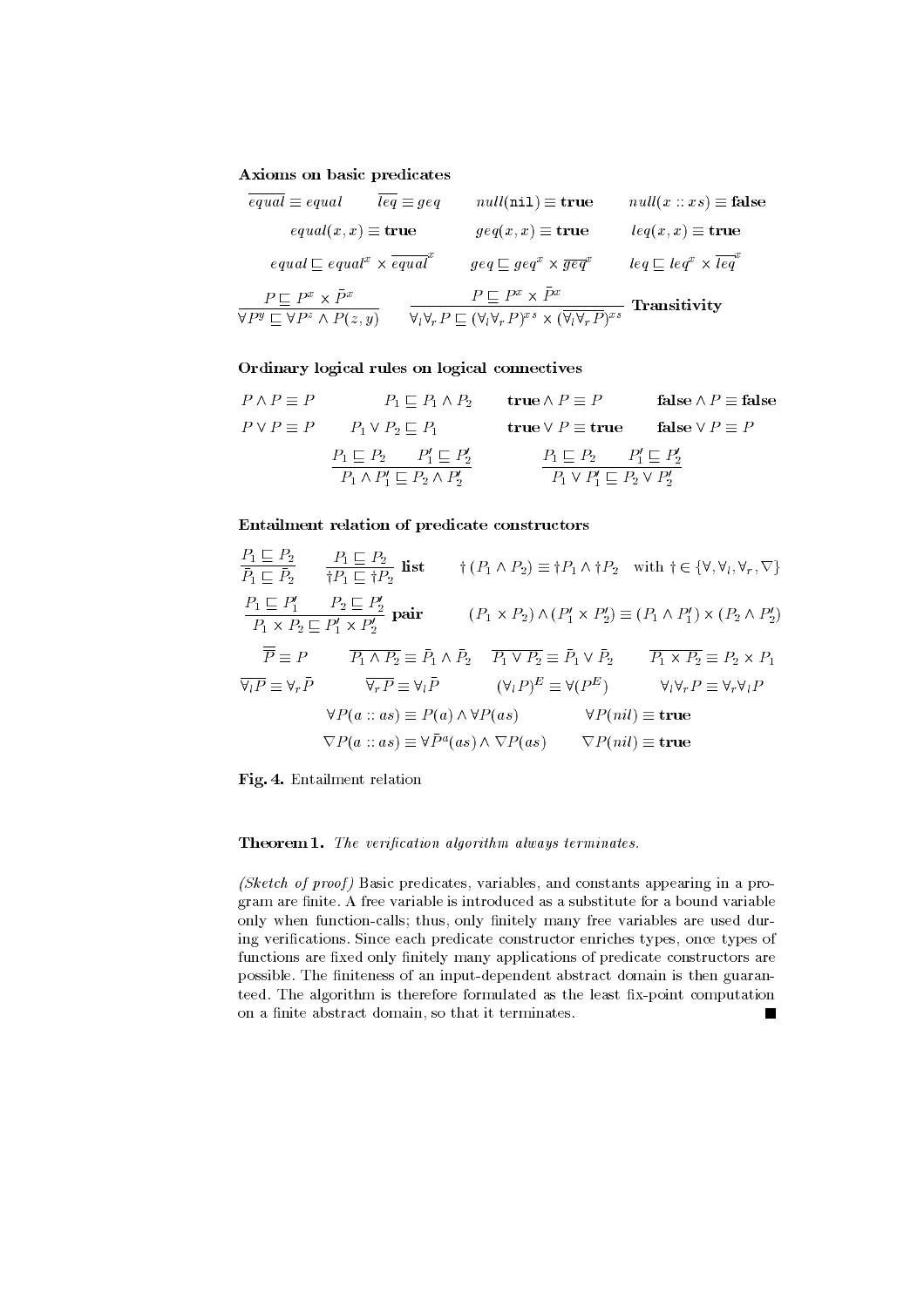**Axioms on basic predicates**

$$\overline{equal} \equiv equal \qquad \overline{leq} \equiv geq \qquad null(\texttt{nil}) \equiv \mathbf{true} \qquad null(x :: xs) \equiv \mathbf{false}$$

$$equal(x,x) \equiv \mathbf{true} \qquad geq(x,x) \equiv \mathbf{true} \qquad leq(x,x) \equiv \mathbf{true}$$

$$equal \sqsubseteq equal^x \times \overline{equal}^x \qquad geq \sqsubseteq geq^x \times \overline{geq}^x \qquad leq \sqsubseteq leq^x \times \overline{leq}^x$$

$$\frac{P \sqsubseteq P^x \times \bar{P}^x}{\forall P^y \sqsubseteq \forall P^z \wedge P(z,y)} \qquad \frac{P \sqsubseteq P^x \times \bar{P}^x}{\forall_l \forall_r P \sqsubseteq (\forall_l \forall_r P)^{xs} \times (\overline{\forall_l \forall_r P})^{xs}} \ \textbf{Transitivity}$$

**Ordinary logical rules on logical connectives**

$$P \wedge P \equiv P \qquad P_1 \sqsubseteq P_1 \wedge P_2 \qquad \mathbf{true} \wedge P \equiv P \qquad \mathbf{false} \wedge P \equiv \mathbf{false}$$

$$P \vee P \equiv P \qquad P_1 \vee P_2 \sqsubseteq P_1 \qquad \mathbf{true} \vee P \equiv \mathbf{true} \qquad \mathbf{false} \vee P \equiv P$$

$$\frac{P_1 \sqsubseteq P_2 \qquad P_1' \sqsubseteq P_2'}{P_1 \wedge P_1' \sqsubseteq P_2 \wedge P_2'} \qquad \frac{P_1 \sqsubseteq P_2 \qquad P_1' \sqsubseteq P_2'}{P_1 \vee P_1' \sqsubseteq P_2 \vee P_2'}$$

**Entailment relation of predicate constructors**

$$\frac{P_1 \sqsubseteq P_2}{\bar{P}_1 \sqsubseteq \bar{P}_2} \qquad \frac{P_1 \sqsubseteq P_2}{\dagger P_1 \sqsubseteq \dagger P_2} \ \textbf{list} \qquad \dagger(P_1 \wedge P_2) \equiv \dagger P_1 \wedge \dagger P_2 \quad \text{with } \dagger \in \{\forall, \forall_l, \forall_r, \nabla\}$$

$$\frac{P_1 \sqsubseteq P_1' \qquad P_2 \sqsubseteq P_2'}{P_1 \times P_2 \sqsubseteq P_1' \times P_2'} \ \textbf{pair} \qquad (P_1 \times P_2) \wedge (P_1' \times P_2') \equiv (P_1 \wedge P_1') \times (P_2 \wedge P_2')$$

$$\overline{\overline{P}} \equiv P \qquad \overline{P_1 \wedge P_2} \equiv \bar{P}_1 \wedge \bar{P}_2 \qquad \overline{P_1 \vee P_2} \equiv \bar{P}_1 \vee \bar{P}_2 \qquad \overline{P_1 \times P_2} \equiv P_2 \times P_1$$

$$\overline{\forall_l P} \equiv \forall_r \bar{P} \qquad \overline{\forall_r P} \equiv \forall_l \bar{P} \qquad (\forall_l P)^E \equiv \forall(P^E) \qquad \forall_l \forall_r P \equiv \forall_r \forall_l P$$

$$\forall P(a :: as) \equiv P(a) \wedge \forall P(as) \qquad \forall P(nil) \equiv \mathbf{true}$$

$$\nabla P(a :: as) \equiv \forall \bar{P}^a(as) \wedge \nabla P(as) \qquad \nabla P(nil) \equiv \mathbf{true}$$

**Fig. 4.** Entailment relation

**Theorem 1.** *The verification algorithm always terminates.*

*(Sketch of proof)* Basic predicates, variables, and constants appearing in a program are finite. A free variable is introduced as a substitute for a bound variable only when function-calls; thus, only finitely many free variables are used during verifications. Since each predicate constructor enriches types, once types of functions are fixed only finitely many applications of predicate constructors are possible. The finiteness of an input-dependent abstract domain is then guaranteed. The algorithm is therefore formulated as the least fix-point computation on a finite abstract domain, so that it terminates. ■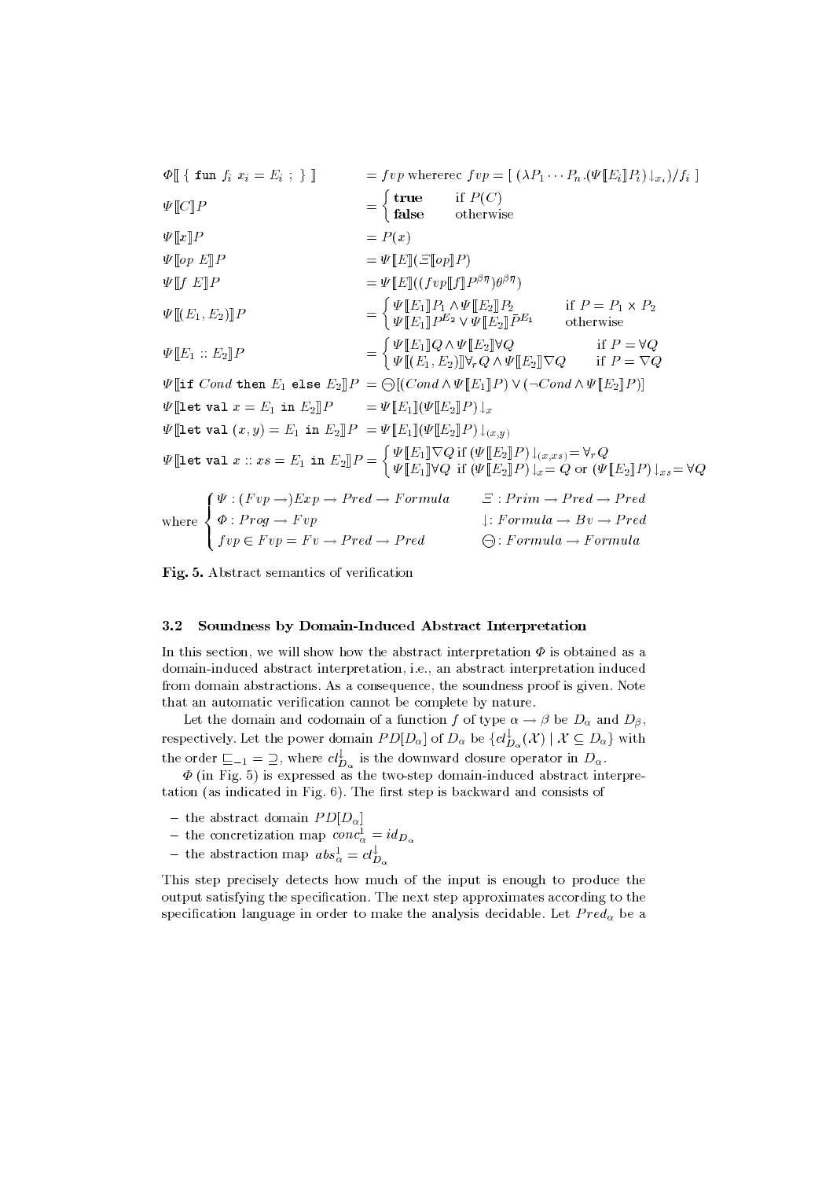$$
\begin{array}{ll}
\Phi[\![\ \{\ \texttt{fun}\ f_i\ x_i = E_i\ ;\ \}\ ]\!] & = fvp \text{ whererec } fvp = [\ (\lambda P_1 \cdots P_n.(\Psi[\![E_i]\!]P_i)\downarrow_{x_i})/f_i\ ] \\
\Psi[\![C]\!]P & = \begin{cases} \textbf{true} & \text{if } P(C) \\ \textbf{false} & \text{otherwise} \end{cases} \\
\Psi[\![x]\!]P & = P(x) \\
\Psi[\![op\ E]\!]P & = \Psi[\![E]\!](\Xi[\![op]\!]P) \\
\Psi[\![f\ E]\!]P & = \Psi[\![E]\!]((fvp[\![f]\!]P^{\beta\overline{\eta}})\theta^{\beta\overline{\eta}}) \\
\Psi[\![(E_1, E_2)]\!]P & = \begin{cases} \Psi[\![E_1]\!]P_1 \wedge \Psi[\![E_2]\!]P_2 & \text{if } P = P_1 \times P_2 \\ \Psi[\![E_1]\!]P^{E_2} \vee \Psi[\![E_2]\!]\bar{P}^{E_1} & \text{otherwise} \end{cases} \\
\Psi[\![E_1 :: E_2]\!]P & = \begin{cases} \Psi[\![E_1]\!]Q \wedge \Psi[\![E_2]\!]\forall Q & \text{if } P = \forall Q \\ \Psi[\![(E_1, E_2)]\!]\forall_r Q \wedge \Psi[\![E_2]\!]\nabla Q & \text{if } P = \nabla Q \end{cases} \\
\Psi[\![\texttt{if}\ Cond\ \texttt{then}\ E_1\ \texttt{else}\ E_2]\!]P & = \ominus[(Cond \wedge \Psi[\![E_1]\!]P) \vee (\neg Cond \wedge \Psi[\![E_2]\!]P)] \\
\Psi[\![\texttt{let val}\ x = E_1\ \texttt{in}\ E_2]\!]P & = \Psi[\![E_1]\!](\Psi[\![E_2]\!]P)\downarrow_x \\
\Psi[\![\texttt{let val}\ (x,y) = E_1\ \texttt{in}\ E_2]\!]P & = \Psi[\![E_1]\!](\Psi[\![E_2]\!]P)\downarrow_{(x,y)} \\
\Psi[\![\texttt{let val}\ x :: xs = E_1\ \texttt{in}\ E_2]\!]P & = \begin{cases} \Psi[\![E_1]\!]\nabla Q \text{ if } (\Psi[\![E_2]\!]P)\downarrow_{(x,xs)} = \forall_r Q \\ \Psi[\![E_1]\!]\forall Q \text{ if } (\Psi[\![E_2]\!]P)\downarrow_x = Q \text{ or } (\Psi[\![E_2]\!]P)\downarrow_{xs} = \forall Q \end{cases}
\end{array}
$$

$$
\text{where } \begin{cases} \Psi : (Fvp \rightarrow)Exp \rightarrow Pred \rightarrow Formula & \Xi : Prim \rightarrow Pred \rightarrow Pred \\ \Phi : Prog \rightarrow Fvp & \downarrow : Formula \rightarrow Bv \rightarrow Pred \\ fvp \in Fvp = Fv \rightarrow Pred \rightarrow Pred & \ominus : Formula \rightarrow Formula \end{cases}
$$

**Fig. 5.** Abstract semantics of verification

### 3.2 Soundness by Domain-Induced Abstract Interpretation

In this section, we will show how the abstract interpretation $\Phi$ is obtained as a domain-induced abstract interpretation, i.e., an abstract interpretation induced from domain abstractions. As a consequence, the soundness proof is given. Note that an automatic verification cannot be complete by nature.

Let the domain and codomain of a function $f$ of type $\alpha \rightarrow \beta$ be $D_\alpha$ and $D_\beta$, respectively. Let the power domain $PD[D_\alpha]$ of $D_\alpha$ be $\{cl^{\downarrow}_{D_\alpha}(\mathcal{X}) \mid \mathcal{X} \subseteq D_\alpha\}$ with the order $\sqsubseteq_{-1} = \supseteq$, where $cl^{\downarrow}_{D_\alpha}$ is the downward closure operator in $D_\alpha$.

$\Phi$ (in Fig. 5) is expressed as the two-step domain-induced abstract interpretation (as indicated in Fig. 6). The first step is backward and consists of

- the abstract domain $PD[D_\alpha]$
- the concretization map $conc^1_\alpha = id_{D_\alpha}$
- the abstraction map $abs^1_\alpha = cl^{\downarrow}_{D_\alpha}$

This step precisely detects how much of the input is enough to produce the output satisfying the specification. The next step approximates according to the specification language in order to make the analysis decidable. Let $Pred_\alpha$ be a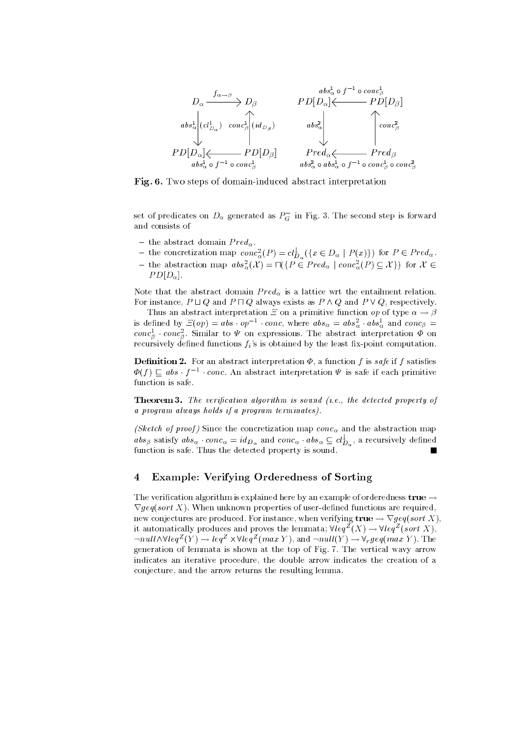$$
\begin{array}{ccc}
D_\alpha & \xrightarrow{f_{\alpha\to\beta}} & D_\beta \\
{\scriptstyle abs^1_\alpha\,(cl^{\downarrow}_{D_\alpha})}\big\downarrow & & \big\uparrow{\scriptstyle conc^1_\beta\,(id_{D_\beta})} \\
PD[D_\alpha] & \xleftarrow[abs^1_\alpha \circ f^{-1} \circ conc^1_\beta]{} & PD[D_\beta]
\end{array}
\qquad
\begin{array}{ccc}
PD[D_\alpha] & \xleftarrow{abs^1_\alpha \circ f^{-1} \circ conc^1_\beta} & PD[D_\beta] \\
{\scriptstyle abs^2_\alpha}\big\downarrow & & \big\uparrow{\scriptstyle conc^2_\beta} \\
Pred_\alpha & \xleftarrow[abs^2_\alpha \circ abs^1_\alpha \circ f^{-1} \circ conc^1_\beta \circ conc^2_\beta]{} & Pred_\beta
\end{array}
$$

**Fig. 6.** Two steps of domain-induced abstract interpretation

set of predicates on $D_\alpha$ generated as $P_G^-$ in Fig. 3. The second step is forward and consists of

- the abstract domain $Pred_\alpha$.
- the concretization map $conc^2_\alpha(P) = cl^{\downarrow}_{D_\alpha}(\{x \in D_\alpha \mid P(x)\})$ for $P \in Pred_\alpha$.
- the abstraction map $abs^2_\alpha(\mathcal{X}) = \sqcap(\{P \in Pred_\alpha \mid conc^2_\alpha(P) \subseteq \mathcal{X}\})$ for $\mathcal{X} \in PD[D_\alpha]$.

Note that the abstract domain $Pred_\alpha$ is a lattice wrt the entailment relation. For instance, $P \sqcup Q$ and $P \sqcap Q$ always exists as $P \wedge Q$ and $P \vee Q$, respectively.

Thus an abstract interpretation $\Xi$ on a primitive function $op$ of type $\alpha \to \beta$ is defined by $\Xi(op) = abs \cdot op^{-1} \cdot conc$, where $abs_\alpha = abs^2_\alpha \cdot abs^1_\alpha$ and $conc_\beta = conc^1_\beta \cdot conc^2_\beta$. Similar to $\Psi$ on expressions. The abstract interpretation $\Phi$ on recursively defined functions $f_i$'s is obtained by the least fix-point computation.

**Definition 2.** For an abstract interpretation $\Phi$, a function $f$ is *safe* if $f$ satisfies $\Phi(f) \sqsubseteq abs \cdot f^{-1} \cdot conc$. An abstract interpretation $\Psi$ is safe if each primitive function is safe.

**Theorem 3.** *The verification algorithm is sound (i.e., the detected property of a program always holds if a program terminates).*

*(Sketch of proof)* Since the concretization map $conc_\alpha$ and the abstraction map $abs_\beta$ satisfy $abs_\alpha \cdot conc_\alpha = id_{D_\alpha}$ and $conc_\alpha \cdot abs_\alpha \subseteq cl^{\downarrow}_{D_\alpha}$, a recursively defined function is safe. Thus the detected property is sound. ∎

## 4 Example: Verifying Orderedness of Sorting

The verification algorithm is explained here by an example of orderedness $\mathbf{true} \to \nabla geq(sort\ X)$. When unknown properties of user-defined functions are required, new conjectures are produced. For instance, when verifying $\mathbf{true} \to \nabla geq(sort\ X)$, it automatically produces and proves the lemmata; $\forall leq^Z(X) \to \forall leq^Z(sort\ X)$, $\neg null \wedge \forall leq^Z(Y) \to leq^Z \times \forall leq^Z(max\ Y)$, and $\neg null(Y) \to \forall_r geq(max\ Y)$. The generation of lemmata is shown at the top of Fig. 7. The vertical wavy arrow indicates an iterative procedure, the double arrow indicates the creation of a conjecture, and the arrow returns the resulting lemma.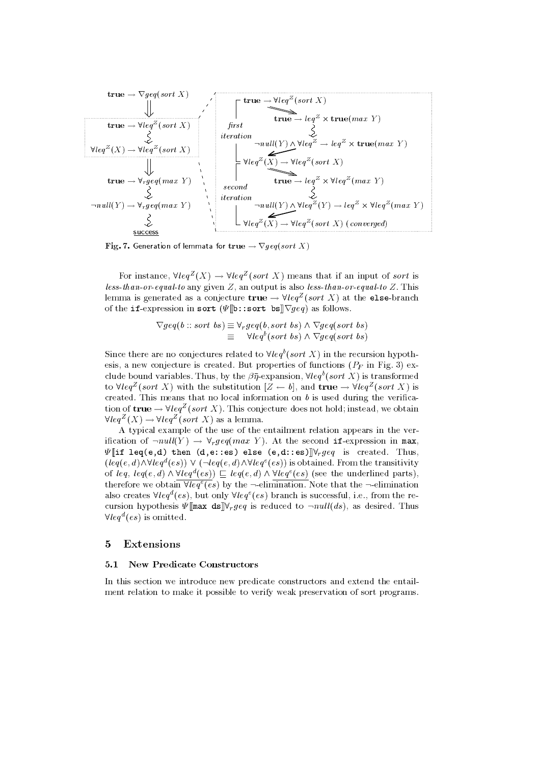$$
\begin{array}{c}
\mathbf{true} \rightarrow \nabla geq(sort\ X) \\
\Downarrow \\
\mathbf{true} \rightarrow \forall leq^Z(sort\ X) \\
\rightsquigarrow \\
\forall leq^Z(X) \rightarrow \forall leq^Z(sort\ X) \\
\Downarrow \\
\mathbf{true} \rightarrow \forall_r geq(max\ Y) \\
\rightsquigarrow \\
\neg null(Y) \rightarrow \forall_r geq(max\ Y) \\
\rightsquigarrow \\
\text{success}
\end{array}
$$

*first iteration*:

$$
\begin{array}{l}
\mathbf{true} \rightarrow \forall leq^Z(sort\ X) \\
\quad \Rightarrow \mathbf{true} \rightarrow leq^Z \times \mathbf{true}(max\ Y) \\
\quad \rightsquigarrow \neg null(Y) \wedge \forall leq^Z \rightarrow leq^Z \times \mathbf{true}(max\ Y) \\
\forall leq^Z(X) \rightarrow \forall leq^Z(sort\ X)
\end{array}
$$

*second iteration*:

$$
\begin{array}{l}
\forall leq^Z(X) \rightarrow \forall leq^Z(sort\ X) \\
\quad \Rightarrow \mathbf{true} \rightarrow leq^Z \times \forall leq^Z(max\ Y) \\
\quad \rightsquigarrow \neg null(Y) \wedge \forall leq^Z(Y) \rightarrow leq^Z \times \forall leq^Z(max\ Y) \\
\forall leq^Z(X) \rightarrow \forall leq^Z(sort\ X)\ (\textit{converged})
\end{array}
$$

**Fig. 7.** Generation of lemmata for $\mathbf{true} \rightarrow \nabla geq(sort\ X)$

For instance, $\forall leq^Z(X) \rightarrow \forall leq^Z(sort\ X)$ means that if an input of *sort* is *less-than-or-equal-to* any given $Z$, an output is also *less-than-or-equal-to* $Z$. This lemma is generated as a conjecture $\mathbf{true} \rightarrow \forall leq^Z(sort\ X)$ at the `else`-branch of the `if`-expression in `sort` ($\Psi[\![$`b::sort bs`$]\!]\nabla geq$) as follows.

$$
\begin{aligned}
\nabla geq(b :: sort\ bs) &\equiv \forall_r geq(b, sort\ bs) \wedge \nabla geq(sort\ bs) \\
&\equiv \quad \forall leq^b(sort\ bs) \wedge \nabla geq(sort\ bs)
\end{aligned}
$$

Since there are no conjectures related to $\forall leq^b(sort\ X)$ in the recursion hypothesis, a new conjecture is created. But properties of functions ($P_F$ in Fig. 3) exclude bound variables. Thus, by the $\beta\overline{\eta}$-expansion, $\forall leq^b(sort\ X)$ is transformed to $\forall leq^Z(sort\ X)$ with the substitution $[Z \leftarrow b]$, and $\mathbf{true} \rightarrow \forall leq^Z(sort\ X)$ is created. This means that no local information on $b$ is used during the verification of $\mathbf{true} \rightarrow \forall leq^Z(sort\ X)$. This conjecture does not hold; instead, we obtain $\forall leq^Z(X) \rightarrow \forall leq^Z(sort\ X)$ as a lemma.

A typical example of the use of the entailment relation appears in the verification of $\neg null(Y) \rightarrow \forall_r geq(max\ Y)$. At the second `if`-expression in `max`, $\Psi[\![$`if leq(e,d) then (d,e::es) else (e,d::es)`$]\!]\forall_r geq$ is created. Thus, $(leq(e,d) \wedge \forall leq^d(es)) \vee (\neg leq(e,d) \wedge \forall leq^e(es))$ is obtained. From the transitivity of $leq$, $leq(e,d) \wedge \forall leq^d(es)) \sqsubseteq leq(e,d) \wedge \underline{\forall leq^e(es)}$ (see the underlined parts), therefore we obtain $\underline{\forall leq^e(es)}$ by the $\neg$-elimination. Note that the $\neg$-elimination also creates $\forall leq^d(es)$, but only $\forall leq^e(es)$ branch is successful, i.e., from the recursion hypothesis $\Psi[\![$`max ds`$]\!]\forall_r geq$ is reduced to $\neg null(ds)$, as desired. Thus $\forall leq^d(es)$ is omitted.

## 5 Extensions

### 5.1 New Predicate Constructors

In this section we introduce new predicate constructors and extend the entailment relation to make it possible to verify weak preservation of sort programs.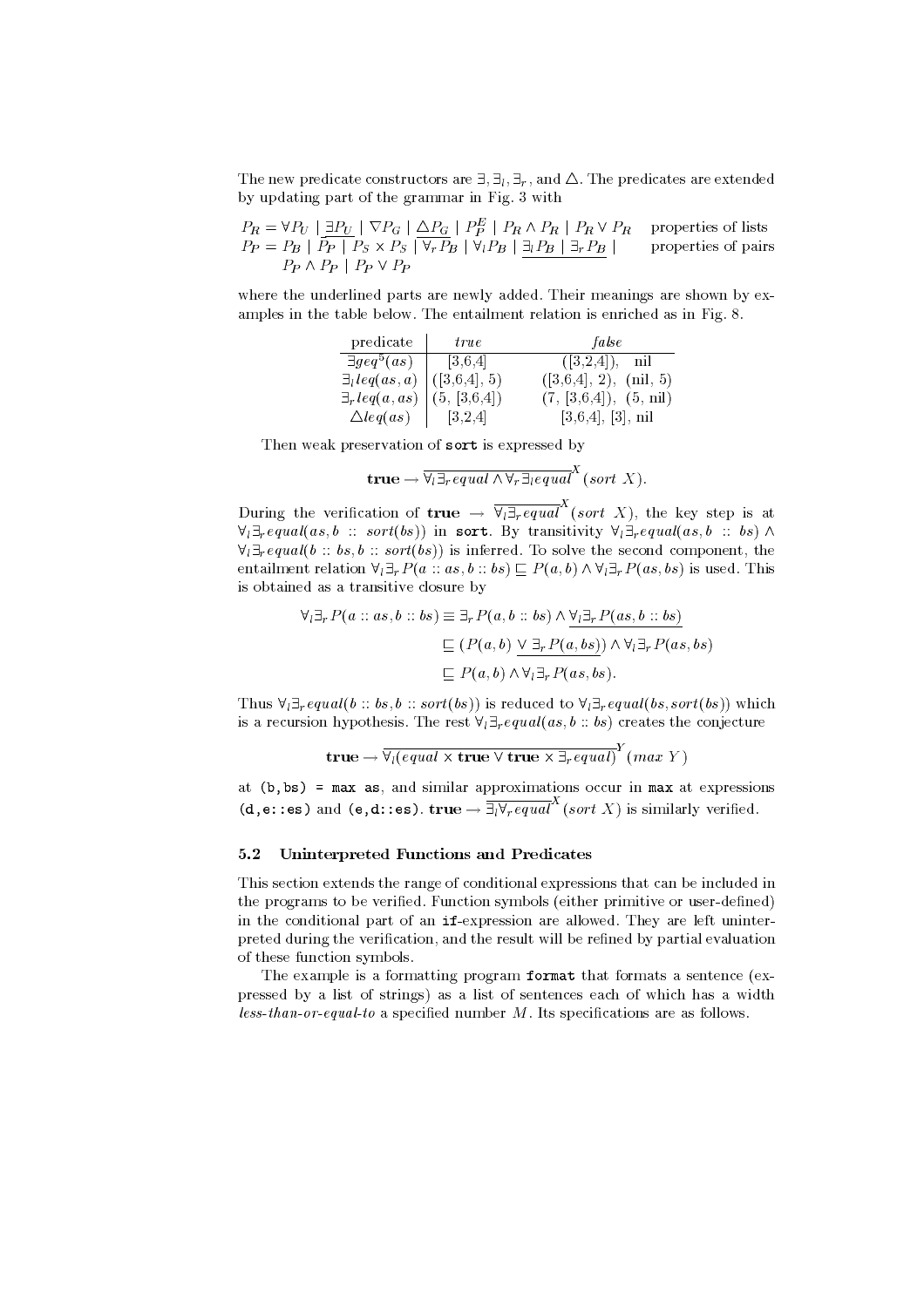The new predicate constructors are $\exists, \exists_l, \exists_r$, and $\triangle$. The predicates are extended by updating part of the grammar in Fig. 3 with

$$
\begin{array}{ll}
P_R = \forall P_U \mid \underline{\exists P_U} \mid \nabla P_G \mid \underline{\triangle P_G} \mid P_P^E \mid P_R \wedge P_R \mid P_R \vee P_R & \text{properties of lists} \\
P_P = P_B \mid \bar{P}_P \mid P_S \times P_S \mid \overline{\forall_r P_B} \mid \forall_l P_B \mid \underline{\exists_l P_B \mid \exists_r P_B} \mid & \text{properties of pairs} \\
\qquad P_P \wedge P_P \mid P_P \vee P_P &
\end{array}
$$

where the underlined parts are newly added. Their meanings are shown by examples in the table below. The entailment relation is enriched as in Fig. 8.

| predicate | *true* | *false* |
|---|---|---|
| $\exists geq^5(as)$ | [3,6,4] | ([3,2,4]), nil |
| $\exists_l leq(as, a)$ | ([3,6,4], 5) | ([3,6,4], 2), (nil, 5) |
| $\exists_r leq(a, as)$ | (5, [3,6,4]) | (7, [3,6,4]), (5, nil) |
| $\triangle leq(as)$ | [3,2,4] | [3,6,4], [3], nil |

Then weak preservation of `sort` is expressed by

$$\mathbf{true} \rightarrow \overline{\forall_l \exists_r equal \wedge \forall_r \exists_l equal}^X (sort\ X).$$

During the verification of $\mathbf{true} \rightarrow \overline{\forall_l \exists_r equal}^X (sort\ X)$, the key step is at $\forall_l \exists_r equal(as, b :: sort(bs))$ in `sort`. By transitivity $\forall_l \exists_r equal(as, b :: bs) \wedge \forall_l \exists_r equal(b :: bs, b :: sort(bs))$ is inferred. To solve the second component, the entailment relation $\forall_l \exists_r P(a :: as, b :: bs) \sqsubseteq P(a, b) \wedge \forall_l \exists_r P(as, bs)$ is used. This is obtained as a transitive closure by

$$
\begin{aligned}
\forall_l \exists_r P(a :: as, b :: bs) &\equiv \exists_r P(a, b :: bs) \wedge \underline{\forall_l \exists_r P(as, b :: bs)} \\
&\sqsubseteq (P(a, b) \underline{\vee \exists_r P(a, bs)}) \wedge \forall_l \exists_r P(as, bs) \\
&\sqsubseteq P(a, b) \wedge \forall_l \exists_r P(as, bs).
\end{aligned}
$$

Thus $\forall_l \exists_r equal(b :: bs, b :: sort(bs))$ is reduced to $\forall_l \exists_r equal(bs, sort(bs))$ which is a recursion hypothesis. The rest $\forall_l \exists_r equal(as, b :: bs)$ creates the conjecture

$$\mathbf{true} \rightarrow \overline{\forall_l (equal \times \mathbf{true} \vee \mathbf{true} \times \exists_r equal)}^Y (max\ Y)$$

at `(b,bs) = max as`, and similar approximations occur in `max` at expressions `(d,e::es)` and `(e,d::es)`. $\mathbf{true} \rightarrow \overline{\exists_l \forall_r equal}^X (sort\ X)$ is similarly verified.

### 5.2 Uninterpreted Functions and Predicates

This section extends the range of conditional expressions that can be included in the programs to be verified. Function symbols (either primitive or user-defined) in the conditional part of an `if`-expression are allowed. They are left uninterpreted during the verification, and the result will be refined by partial evaluation of these function symbols.

The example is a formatting program `format` that formats a sentence (expressed by a list of strings) as a list of sentences each of which has a width *less-than-or-equal-to* a specified number $M$. Its specifications are as follows.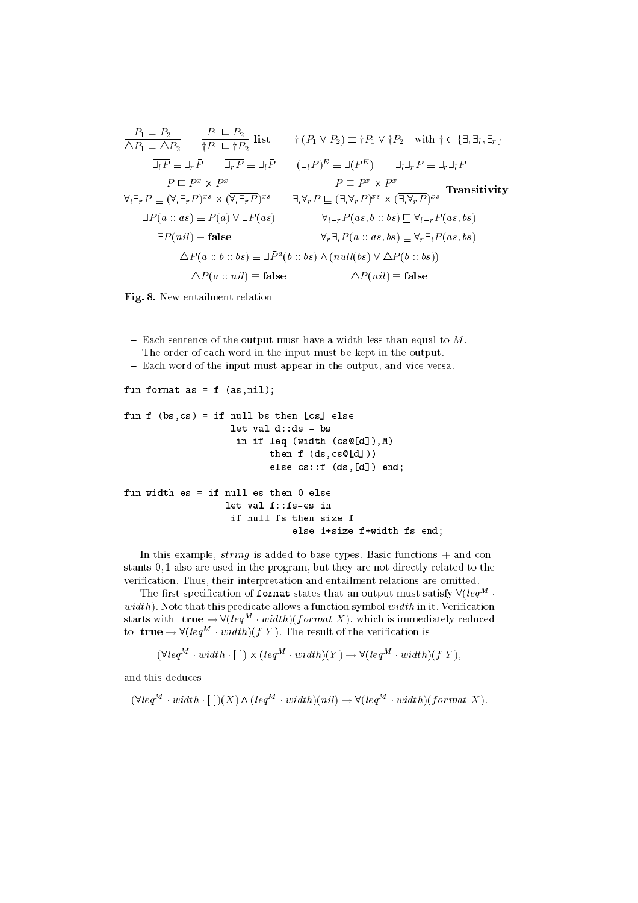$$\frac{P_1 \sqsubseteq P_2}{\triangle P_1 \sqsubseteq \triangle P_2} \qquad \frac{P_1 \sqsubseteq P_2}{\dagger P_1 \sqsubseteq \dagger P_2}\ \textbf{list} \qquad \dagger(P_1 \vee P_2) \equiv \dagger P_1 \vee \dagger P_2 \quad \text{with } \dagger \in \{\exists, \exists_l, \exists_r\}$$

$$\overline{\exists_l P} \equiv \exists_r \bar{P} \qquad \overline{\exists_r P} \equiv \exists_l \bar{P} \qquad (\exists_l P)^E \equiv \exists(P^E) \qquad \exists_l \exists_r P \equiv \exists_r \exists_l P$$

$$\frac{P \sqsubseteq P^x \times \bar{P}^x}{\forall_l \exists_r P \sqsubseteq (\forall_l \exists_r P)^{xs} \times (\overline{\forall_l \exists_r P})^{xs}} \qquad \frac{P \sqsubseteq P^x \times \bar{P}^x}{\exists_l \forall_r P \sqsubseteq (\exists_l \forall_r P)^{xs} \times (\overline{\exists_l \forall_r P})^{xs}}\ \textbf{Transitivity}$$

$$\exists P(a :: as) \equiv P(a) \vee \exists P(as) \qquad \forall_l \exists_r P(as, b :: bs) \sqsubseteq \forall_l \exists_r P(as, bs)$$

$$\exists P(nil) \equiv \textbf{false} \qquad \forall_r \exists_l P(a :: as, bs) \sqsubseteq \forall_r \exists_l P(as, bs)$$

$$\triangle P(a :: b :: bs) \equiv \exists \bar{P}^a(b :: bs) \wedge (null(bs) \vee \triangle P(b :: bs))$$

$$\triangle P(a :: nil) \equiv \textbf{false} \qquad \triangle P(nil) \equiv \textbf{false}$$

**Fig. 8.** New entailment relation

- Each sentence of the output must have a width less-than-equal to $M$.
- The order of each word in the input must be kept in the output.
- Each word of the input must appear in the output, and vice versa.

```
fun format as = f (as,nil);

fun f (bs,cs) = if null bs then [cs] else
                  let val d::ds = bs
                   in if leq (width (cs@[d]),M)
                         then f (ds,cs@[d]))
                         else cs::f (ds,[d]) end;

fun width es = if null es then 0 else
                 let val f::fs=es in
                  if null fs then size f
                             else 1+size f+width fs end;
```

In this example, *string* is added to base types. Basic functions + and constants 0, 1 also are used in the program, but they are not directly related to the verification. Thus, their interpretation and entailment relations are omitted.

The first specification of `format` states that an output must satisfy $\forall(leq^M \cdot width)$. Note that this predicate allows a function symbol *width* in it. Verification starts with $\textbf{true} \rightarrow \forall(leq^M \cdot width)(format\ X)$, which is immediately reduced to $\textbf{true} \rightarrow \forall(leq^M \cdot width)(f\ Y)$. The result of the verification is

$$(\forall leq^M \cdot width \cdot [\,]) \times (leq^M \cdot width)(Y) \rightarrow \forall(leq^M \cdot width)(f\ Y),$$

and this deduces

$$(\forall leq^M \cdot width \cdot [\,])(X) \wedge (leq^M \cdot width)(nil) \rightarrow \forall(leq^M \cdot width)(format\ X).$$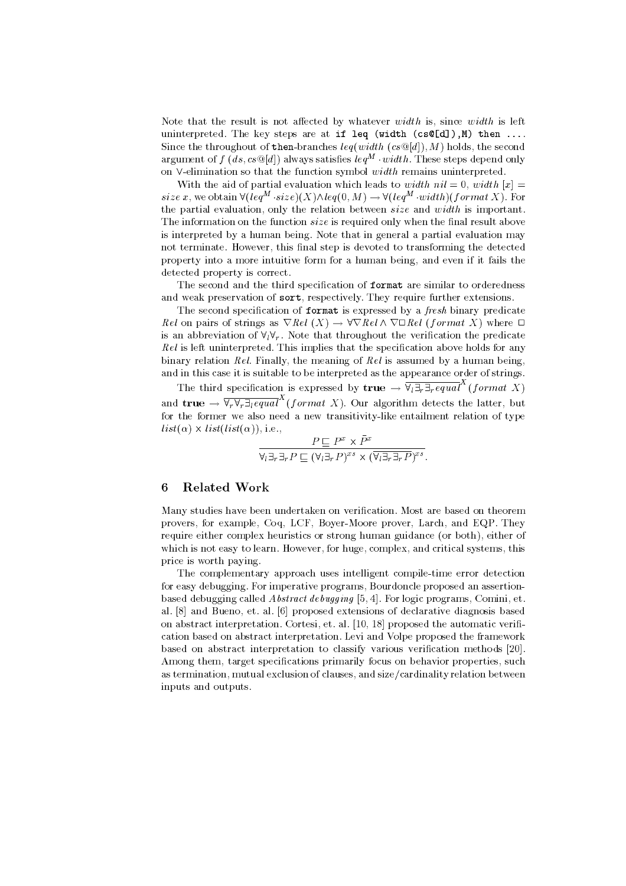Note that the result is not affected by whatever *width* is, since *width* is left uninterpreted. The key steps are at `if leq (width (cs@[d]),M) then ...`. Since the throughout of `then`-branches $leq(width\ (cs@[d]), M)$ holds, the second argument of $f\ (ds, cs@[d])$ always satisfies $leq^M \cdot width$. These steps depend only on $\forall$-elimination so that the function symbol *width* remains uninterpreted.

With the aid of partial evaluation which leads to $width\ nil = 0$, $width\ [x] = size\ x$, we obtain $\forall(leq^M \cdot size)(X) \wedge leq(0, M) \rightarrow \forall(leq^M \cdot width)(format\ X)$. For the partial evaluation, only the relation between *size* and *width* is important. The information on the function *size* is required only when the final result above is interpreted by a human being. Note that in general a partial evaluation may not terminate. However, this final step is devoted to transforming the detected property into a more intuitive form for a human being, and even if it fails the detected property is correct.

The second and the third specification of `format` are similar to orderedness and weak preservation of `sort`, respectively. They require further extensions.

The second specification of `format` is expressed by a *fresh* binary predicate $Rel$ on pairs of strings as $\nabla Rel\ (X) \rightarrow \forall \nabla Rel \wedge \nabla \Box Rel\ (format\ X)$ where $\Box$ is an abbreviation of $\forall_l \forall_r$. Note that throughout the verification the predicate $Rel$ is left uninterpreted. This implies that the specification above holds for any binary relation $Rel$. Finally, the meaning of $Rel$ is assumed by a human being, and in this case it is suitable to be interpreted as the appearance order of strings.

The third specification is expressed by $\mathbf{true} \rightarrow \overline{\forall_l \exists_r \exists_r equal}^X (format\ X)$ and $\mathbf{true} \rightarrow \overline{\forall_r \forall_r \exists_l equal}^X (format\ X)$. Our algorithm detects the latter, but for the former we also need a new transitivity-like entailment relation of type $list(\alpha) \times list(list(\alpha))$, i.e.,

$$\frac{P \sqsubseteq P^x \times \bar{P}^x}{\forall_l \exists_r \exists_r P \sqsubseteq (\forall_l \exists_r P)^{xs} \times (\overline{\forall_l \exists_r \exists_r P})^{xs}}.$$

## 6 Related Work

Many studies have been undertaken on verification. Most are based on theorem provers, for example, Coq, LCF, Boyer-Moore prover, Larch, and EQP. They require either complex heuristics or strong human guidance (or both), either of which is not easy to learn. However, for huge, complex, and critical systems, this price is worth paying.

The complementary approach uses intelligent compile-time error detection for easy debugging. For imperative programs, Bourdoncle proposed an assertion-based debugging called *Abstract debugging* [5, 4]. For logic programs, Comini, et. al. [8] and Bueno, et. al. [6] proposed extensions of declarative diagnosis based on abstract interpretation. Cortesi, et. al. [10, 18] proposed the automatic verification based on abstract interpretation. Levi and Volpe proposed the framework based on abstract interpretation to classify various verification methods [20]. Among them, target specifications primarily focus on behavior properties, such as termination, mutual exclusion of clauses, and size/cardinality relation between inputs and outputs.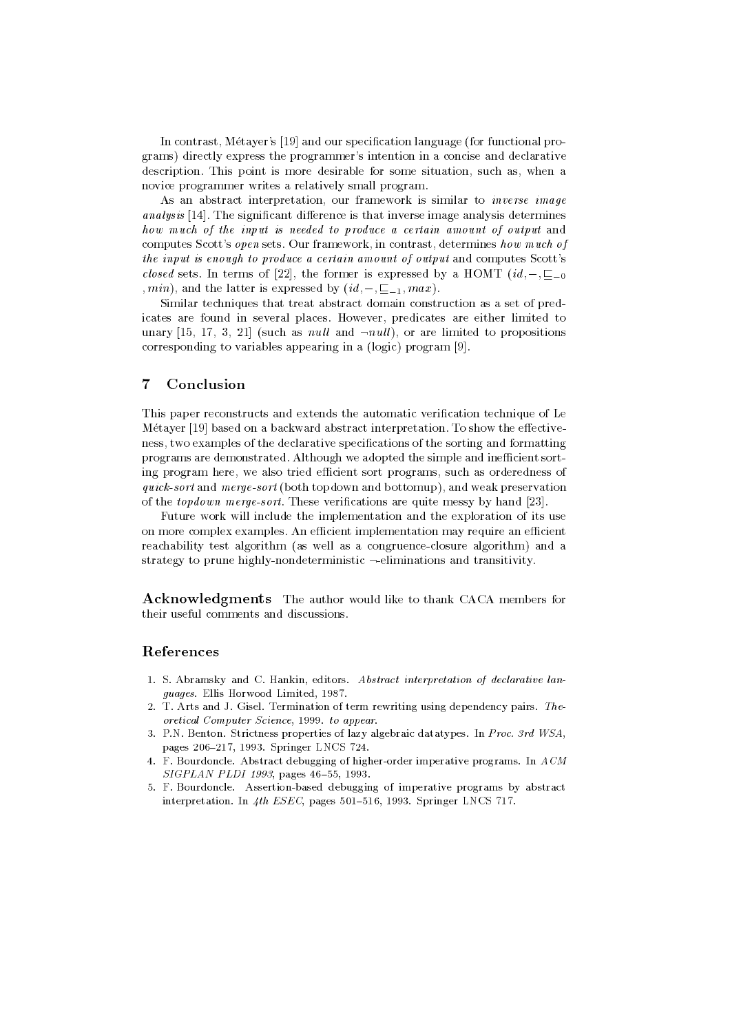In contrast, Métayer's [19] and our specification language (for functional programs) directly express the programmer's intention in a concise and declarative description. This point is more desirable for some situation, such as, when a novice programmer writes a relatively small program.

As an abstract interpretation, our framework is similar to *inverse image analysis* [14]. The significant difference is that inverse image analysis determines *how much of the input is needed to produce a certain amount of output* and computes Scott's *open* sets. Our framework, in contrast, determines *how much of the input is enough to produce a certain amount of output* and computes Scott's *closed* sets. In terms of [22], the former is expressed by a HOMT $(id, -, \sqsubseteq_{-0}, min)$, and the latter is expressed by $(id, -, \sqsubseteq_{-1}, max)$.

Similar techniques that treat abstract domain construction as a set of predicates are found in several places. However, predicates are either limited to unary [15, 17, 3, 21] (such as *null* and $\neg null$), or are limited to propositions corresponding to variables appearing in a (logic) program [9].

## 7 Conclusion

This paper reconstructs and extends the automatic verification technique of Le Métayer [19] based on a backward abstract interpretation. To show the effectiveness, two examples of the declarative specifications of the sorting and formatting programs are demonstrated. Although we adopted the simple and inefficient sorting program here, we also tried efficient sort programs, such as orderedness of *quick-sort* and *merge-sort* (both topdown and bottomup), and weak preservation of the *topdown merge-sort*. These verifications are quite messy by hand [23].

Future work will include the implementation and the exploration of its use on more complex examples. An efficient implementation may require an efficient reachability test algorithm (as well as a congruence-closure algorithm) and a strategy to prune highly-nondeterministic $\neg$-eliminations and transitivity.

**Acknowledgments** The author would like to thank CACA members for their useful comments and discussions.

## References

1. S. Abramsky and C. Hankin, editors. *Abstract interpretation of declarative languages*. Ellis Horwood Limited, 1987.
2. T. Arts and J. Gisel. Termination of term rewriting using dependency pairs. *Theoretical Computer Science*, 1999. *to appear*.
3. P.N. Benton. Strictness properties of lazy algebraic datatypes. In *Proc. 3rd WSA*, pages 206–217, 1993. Springer LNCS 724.
4. F. Bourdoncle. Abstract debugging of higher-order imperative programs. In *ACM SIGPLAN PLDI 1993*, pages 46–55, 1993.
5. F. Bourdoncle. Assertion-based debugging of imperative programs by abstract interpretation. In *4th ESEC*, pages 501–516, 1993. Springer LNCS 717.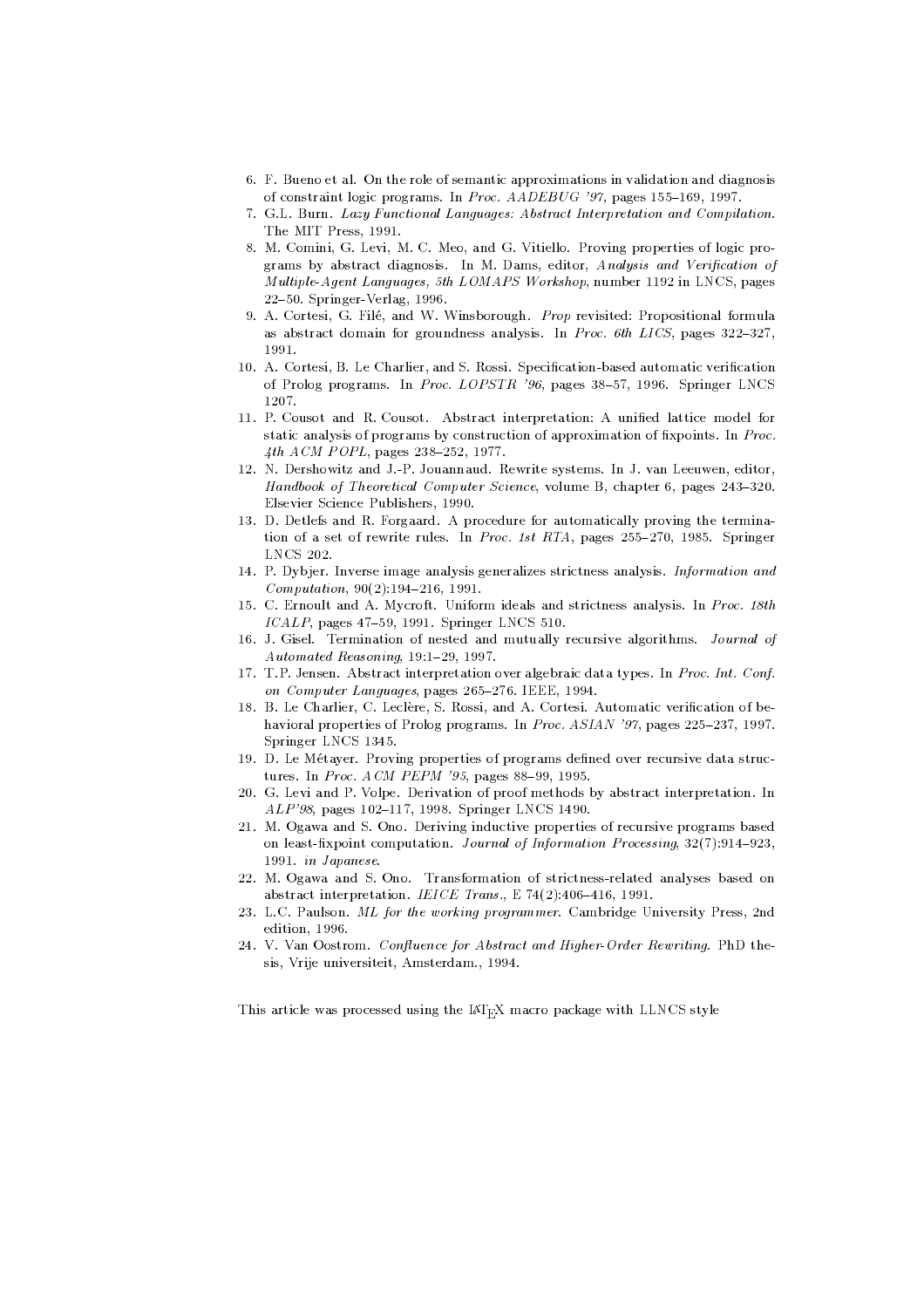6. F. Bueno et al. On the role of semantic approximations in validation and diagnosis of constraint logic programs. In *Proc. AADEBUG '97*, pages 155–169, 1997.
7. G.L. Burn. *Lazy Functional Languages: Abstract Interpretation and Compilation*. The MIT Press, 1991.
8. M. Comini, G. Levi, M. C. Meo, and G. Vitiello. Proving properties of logic programs by abstract diagnosis. In M. Dams, editor, *Analysis and Verification of Multiple-Agent Languages, 5th LOMAPS Workshop*, number 1192 in LNCS, pages 22–50. Springer-Verlag, 1996.
9. A. Cortesi, G. Filé, and W. Winsborough. *Prop* revisited: Propositional formula as abstract domain for groundness analysis. In *Proc. 6th LICS*, pages 322–327, 1991.
10. A. Cortesi, B. Le Charlier, and S. Rossi. Specification-based automatic verification of Prolog programs. In *Proc. LOPSTR '96*, pages 38–57, 1996. Springer LNCS 1207.
11. P. Cousot and R. Cousot. Abstract interpretation: A unified lattice model for static analysis of programs by construction of approximation of fixpoints. In *Proc. 4th ACM POPL*, pages 238–252, 1977.
12. N. Dershowitz and J.-P. Jouannaud. Rewrite systems. In J. van Leeuwen, editor, *Handbook of Theoretical Computer Science*, volume B, chapter 6, pages 243–320. Elsevier Science Publishers, 1990.
13. D. Detlefs and R. Forgaard. A procedure for automatically proving the termination of a set of rewrite rules. In *Proc. 1st RTA*, pages 255–270, 1985. Springer LNCS 202.
14. P. Dybjer. Inverse image analysis generalizes strictness analysis. *Information and Computation*, 90(2):194–216, 1991.
15. C. Ernoult and A. Mycroft. Uniform ideals and strictness analysis. In *Proc. 18th ICALP*, pages 47–59, 1991. Springer LNCS 510.
16. J. Gisel. Termination of nested and mutually recursive algorithms. *Journal of Automated Reasoning*, 19:1–29, 1997.
17. T.P. Jensen. Abstract interpretation over algebraic data types. In *Proc. Int. Conf. on Computer Languages*, pages 265–276. IEEE, 1994.
18. B. Le Charlier, C. Leclère, S. Rossi, and A. Cortesi. Automatic verification of behavioral properties of Prolog programs. In *Proc. ASIAN '97*, pages 225–237, 1997. Springer LNCS 1345.
19. D. Le Métayer. Proving properties of programs defined over recursive data structures. In *Proc. ACM PEPM '95*, pages 88–99, 1995.
20. G. Levi and P. Volpe. Derivation of proof methods by abstract interpretation. In *ALP'98*, pages 102–117, 1998. Springer LNCS 1490.
21. M. Ogawa and S. Ono. Deriving inductive properties of recursive programs based on least-fixpoint computation. *Journal of Information Processing*, 32(7):914–923, 1991. *in Japanese*.
22. M. Ogawa and S. Ono. Transformation of strictness-related analyses based on abstract interpretation. *IEICE Trans.*, E 74(2):406–416, 1991.
23. L.C. Paulson. *ML for the working programmer*. Cambridge University Press, 2nd edition, 1996.
24. V. Van Oostrom. *Confluence for Abstract and Higher-Order Rewriting*. PhD thesis, Vrije universiteit, Amsterdam., 1994.

This article was processed using the LaTeX macro package with LLNCS style